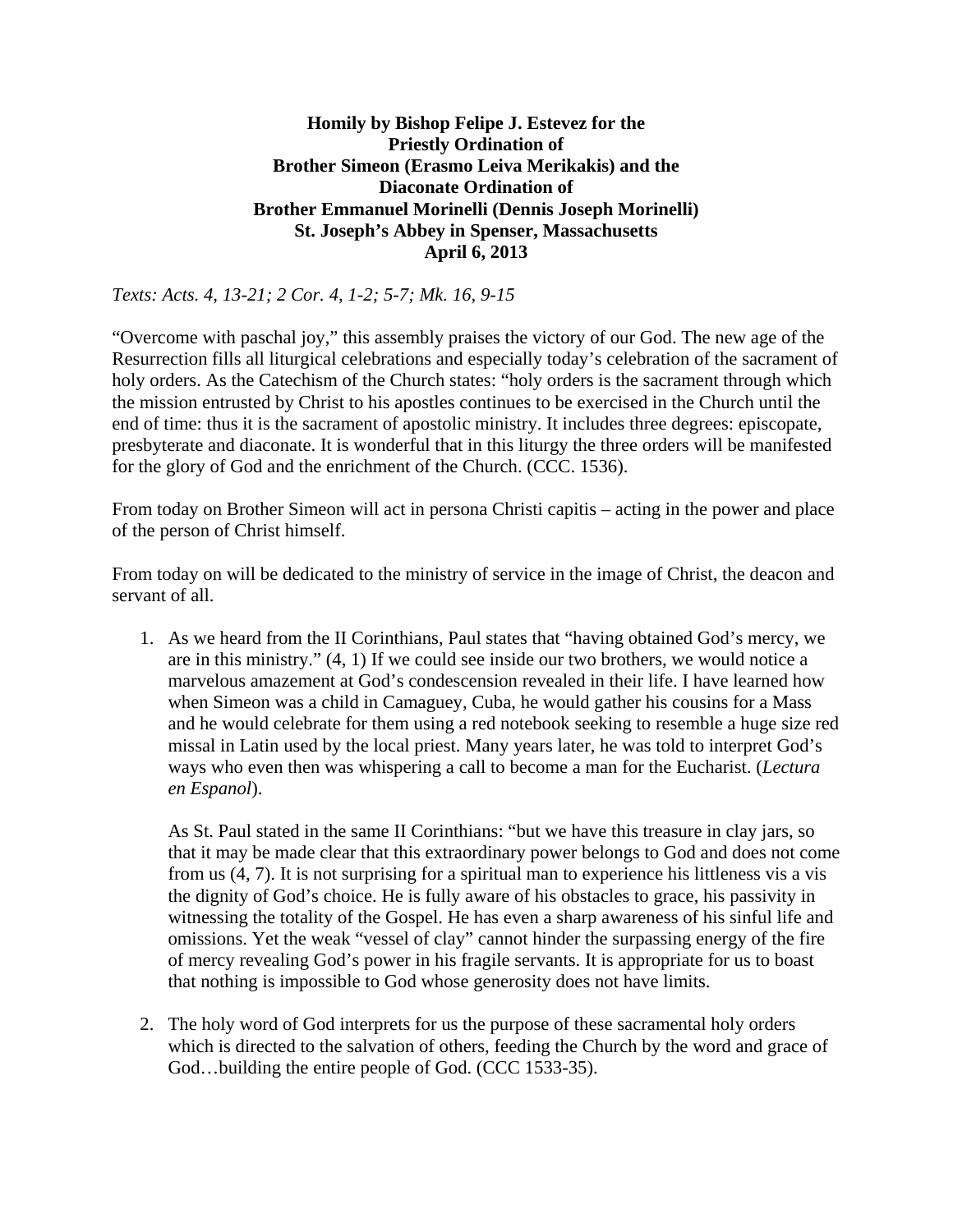**Homily by Bishop Felipe J. Estevez for the Priestly Ordination of Brother Simeon (Erasmo Leiva Merikakis) and the Diaconate Ordination of Brother Emmanuel Morinelli (Dennis Joseph Morinelli) St. Joseph's Abbey in Spenser, Massachusetts April 6, 2013**

*Texts: Acts. 4, 13-21; 2 Cor. 4, 1-2; 5-7; Mk. 16, 9-15*

"Overcome with paschal joy," this assembly praises the victory of our God. The new age of the Resurrection fills all liturgical celebrations and especially today's celebration of the sacrament of holy orders. As the Catechism of the Church states: "holy orders is the sacrament through which the mission entrusted by Christ to his apostles continues to be exercised in the Church until the end of time: thus it is the sacrament of apostolic ministry. It includes three degrees: episcopate, presbyterate and diaconate. It is wonderful that in this liturgy the three orders will be manifested for the glory of God and the enrichment of the Church. (CCC. 1536).

From today on Brother Simeon will act in persona Christi capitis – acting in the power and place of the person of Christ himself.

From today on will be dedicated to the ministry of service in the image of Christ, the deacon and servant of all.

1. As we heard from the II Corinthians, Paul states that "having obtained God's mercy, we are in this ministry." (4, 1) If we could see inside our two brothers, we would notice a marvelous amazement at God's condescension revealed in their life. I have learned how when Simeon was a child in Camaguey, Cuba, he would gather his cousins for a Mass and he would celebrate for them using a red notebook seeking to resemble a huge size red missal in Latin used by the local priest. Many years later, he was told to interpret God's ways who even then was whispering a call to become a man for the Eucharist. (*Lectura en Espanol*).

   As St. Paul stated in the same II Corinthians: "but we have this treasure in clay jars, so that it may be made clear that this extraordinary power belongs to God and does not come from us (4, 7). It is not surprising for a spiritual man to experience his littleness vis a vis the dignity of God's choice. He is fully aware of his obstacles to grace, his passivity in witnessing the totality of the Gospel. He has even a sharp awareness of his sinful life and omissions. Yet the weak "vessel of clay" cannot hinder the surpassing energy of the fire of mercy revealing God's power in his fragile servants. It is appropriate for us to boast that nothing is impossible to God whose generosity does not have limits.

2. The holy word of God interprets for us the purpose of these sacramental holy orders which is directed to the salvation of others, feeding the Church by the word and grace of God…building the entire people of God. (CCC 1533-35).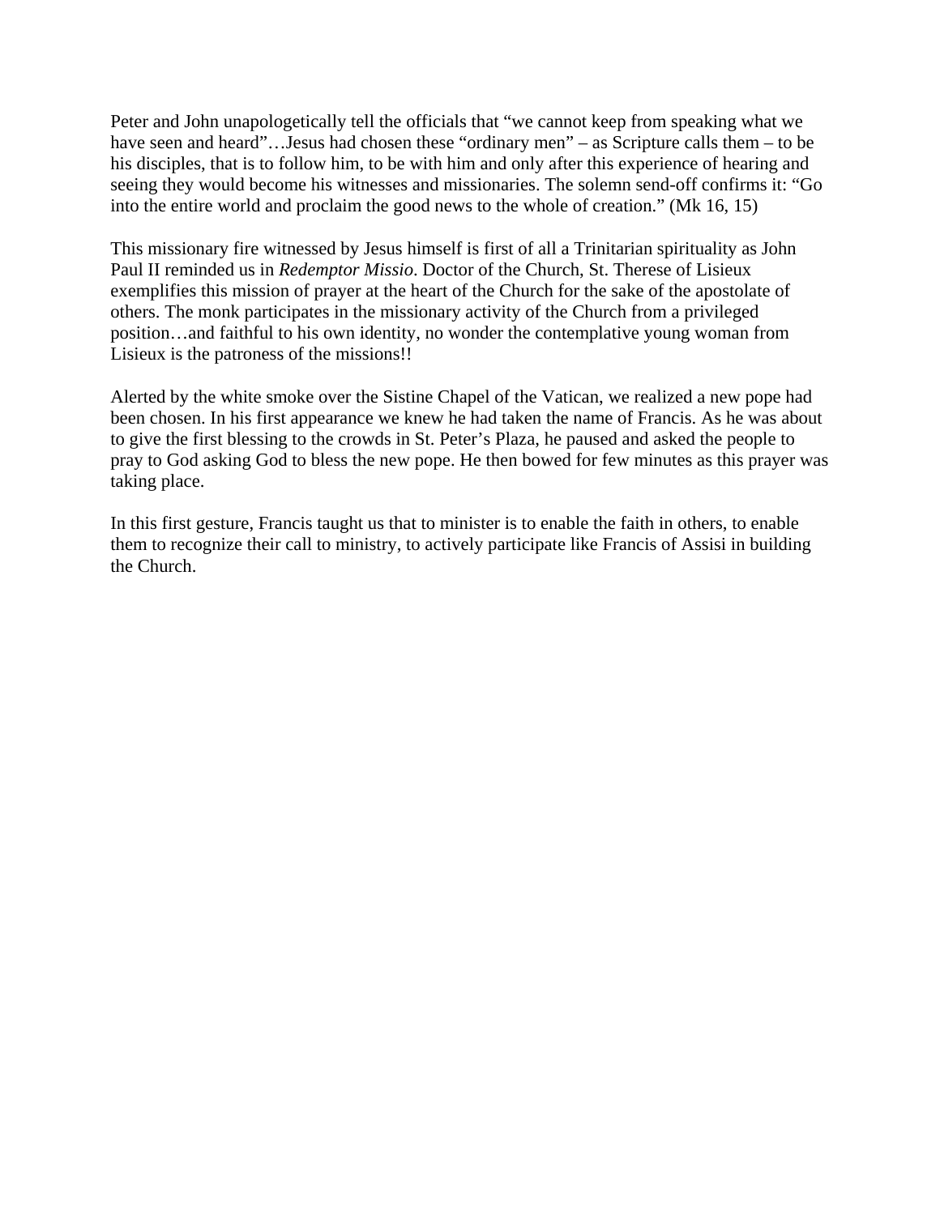Peter and John unapologetically tell the officials that "we cannot keep from speaking what we have seen and heard"…Jesus had chosen these "ordinary men" – as Scripture calls them – to be his disciples, that is to follow him, to be with him and only after this experience of hearing and seeing they would become his witnesses and missionaries. The solemn send-off confirms it: "Go into the entire world and proclaim the good news to the whole of creation." (Mk 16, 15)

This missionary fire witnessed by Jesus himself is first of all a Trinitarian spirituality as John Paul II reminded us in *Redemptor Missio*. Doctor of the Church, St. Therese of Lisieux exemplifies this mission of prayer at the heart of the Church for the sake of the apostolate of others. The monk participates in the missionary activity of the Church from a privileged position…and faithful to his own identity, no wonder the contemplative young woman from Lisieux is the patroness of the missions!!

Alerted by the white smoke over the Sistine Chapel of the Vatican, we realized a new pope had been chosen. In his first appearance we knew he had taken the name of Francis. As he was about to give the first blessing to the crowds in St. Peter's Plaza, he paused and asked the people to pray to God asking God to bless the new pope. He then bowed for few minutes as this prayer was taking place.

In this first gesture, Francis taught us that to minister is to enable the faith in others, to enable them to recognize their call to ministry, to actively participate like Francis of Assisi in building the Church.